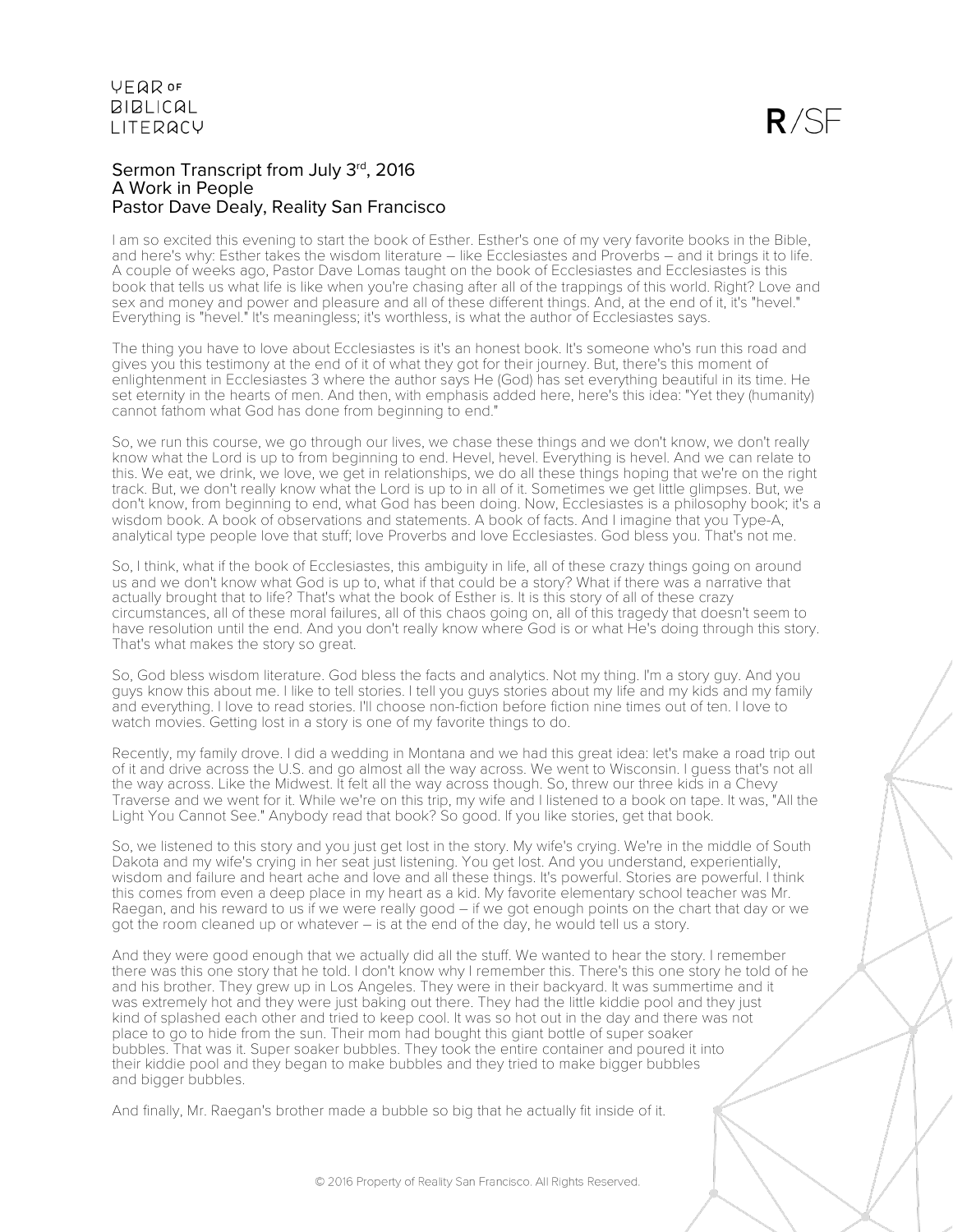# Sermon Transcript from July 3rd, 2016
## A Work in People
### Pastor Dave Dealy, Reality San Francisco

I am so excited this evening to start the book of Esther. Esther's one of my very favorite books in the Bible, and here's why: Esther takes the wisdom literature – like Ecclesiastes and Proverbs – and it brings it to life. A couple of weeks ago, Pastor Dave Lomas taught on the book of Ecclesiastes and Ecclesiastes is this book that tells us what life is like when you're chasing after all of the trappings of this world. Right? Love and sex and money and power and pleasure and all of these different things. And, at the end of it, it's "hevel." Everything is "hevel." It's meaningless; it's worthless, is what the author of Ecclesiastes says.

The thing you have to love about Ecclesiastes is it's an honest book. It's someone who's run this road and gives you this testimony at the end of it of what they got for their journey. But, there's this moment of enlightenment in Ecclesiastes 3 where the author says He (God) has set everything beautiful in its time. He set eternity in the hearts of men. And then, with emphasis added here, here's this idea: "Yet they (humanity) cannot fathom what God has done from beginning to end."

So, we run this course, we go through our lives, we chase these things and we don't know, we don't really know what the Lord is up to from beginning to end. Hevel, hevel. Everything is hevel. And we can relate to this. We eat, we drink, we love, we get in relationships, we do all these things hoping that we're on the right track. But, we don't really know what the Lord is up to in all of it. Sometimes we get little glimpses. But, we don't know, from beginning to end, what God has been doing. Now, Ecclesiastes is a philosophy book; it's a wisdom book. A book of observations and statements. A book of facts. And I imagine that you Type-A, analytical type people love that stuff; love Proverbs and love Ecclesiastes. God bless you. That's not me.

So, I think, what if the book of Ecclesiastes, this ambiguity in life, all of these crazy things going on around us and we don't know what God is up to, what if that could be a story? What if there was a narrative that actually brought that to life? That's what the book of Esther is. It is this story of all of these crazy circumstances, all of these moral failures, all of this chaos going on, all of this tragedy that doesn't seem to have resolution until the end. And you don't really know where God is or what He's doing through this story. That's what makes the story so great.

So, God bless wisdom literature. God bless the facts and analytics. Not my thing. I'm a story guy. And you guys know this about me. I like to tell stories. I tell you guys stories about my life and my kids and my family and everything. I love to read stories. I'll choose non-fiction before fiction nine times out of ten. I love to watch movies. Getting lost in a story is one of my favorite things to do.

Recently, my family drove. I did a wedding in Montana and we had this great idea: let's make a road trip out of it and drive across the U.S. and go almost all the way across. We went to Wisconsin. I guess that's not all the way across. Like the Midwest. It felt all the way across though. So, threw our three kids in a Chevy Traverse and we went for it. While we're on this trip, my wife and I listened to a book on tape. It was, "All the Light You Cannot See." Anybody read that book? So good. If you like stories, get that book.

So, we listened to this story and you just get lost in the story. My wife's crying. We're in the middle of South Dakota and my wife's crying in her seat just listening. You get lost. And you understand, experientially, wisdom and failure and heart ache and love and all these things. It's powerful. Stories are powerful. I think this comes from even a deep place in my heart as a kid. My favorite elementary school teacher was Mr. Raegan, and his reward to us if we were really good – if we got enough points on the chart that day or we got the room cleaned up or whatever – is at the end of the day, he would tell us a story.

And they were good enough that we actually did all the stuff. We wanted to hear the story. I remember there was this one story that he told. I don't know why I remember this. There's this one story he told of he and his brother. They grew up in Los Angeles. They were in their backyard. It was summertime and it was extremely hot and they were just baking out there. They had the little kiddie pool and they just kind of splashed each other and tried to keep cool. It was so hot out in the day and there was not place to go to hide from the sun. Their mom had bought this giant bottle of super soaker bubbles. That was it. Super soaker bubbles. They took the entire container and poured it into their kiddie pool and they began to make bubbles and they tried to make bigger bubbles and bigger bubbles.

And finally, Mr. Raegan's brother made a bubble so big that he actually fit inside of it.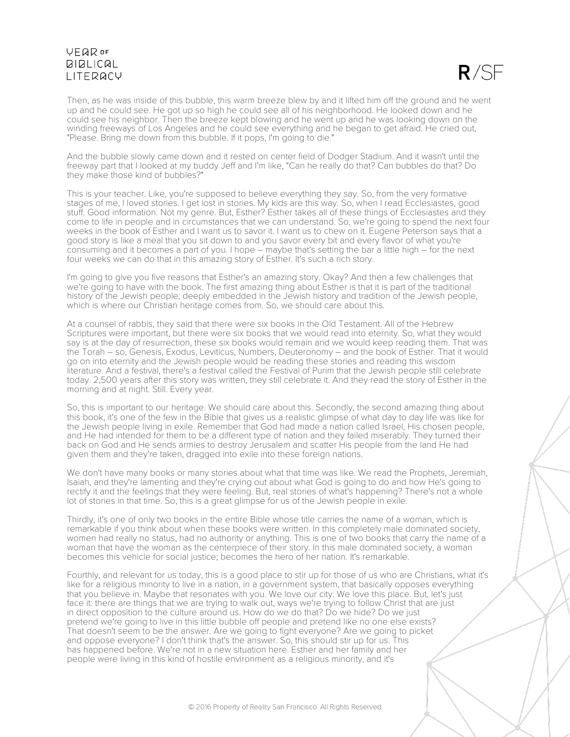Then, as he was inside of this bubble, this warm breeze blew by and it lifted him off the ground and he went up and he could see. He got up so high he could see all of his neighborhood. He looked down and he could see his neighbor. Then the breeze kept blowing and he went up and he was looking down on the winding freeways of Los Angeles and he could see everything and he began to get afraid. He cried out, "Please. Bring me down from this bubble. If it pops, I'm going to die."

And the bubble slowly came down and it rested on center field of Dodger Stadium. And it wasn't until the freeway part that I looked at my buddy Jeff and I'm like, "Can he really do that? Can bubbles do that? Do they make those kind of bubbles?"

This is your teacher. Like, you're supposed to believe everything they say. So, from the very formative stages of me, I loved stories. I get lost in stories. My kids are this way. So, when I read Ecclesiastes, good stuff. Good information. Not my genre. But, Esther? Esther takes all of these things of Ecclesiastes and they come to life in people and in circumstances that we can understand. So, we're going to spend the next four weeks in the book of Esther and I want us to savor it. I want us to chew on it. Eugene Peterson says that a good story is like a meal that you sit down to and you savor every bit and every flavor of what you're consuming and it becomes a part of you. I hope – maybe that's setting the bar a little high – for the next four weeks we can do that in this amazing story of Esther. It's such a rich story.

I'm going to give you five reasons that Esther's an amazing story. Okay? And then a few challenges that we're going to have with the book. The first amazing thing about Esther is that it is part of the traditional history of the Jewish people; deeply embedded in the Jewish history and tradition of the Jewish people, which is where our Christian heritage comes from. So, we should care about this.

At a counsel of rabbis, they said that there were six books in the Old Testament. All of the Hebrew Scriptures were important, but there were six books that we would read into eternity. So, what they would say is at the day of resurrection, these six books would remain and we would keep reading them. That was the Torah – so, Genesis, Exodus, Leviticus, Numbers, Deuteronomy – and the book of Esther. That it would go on into eternity and the Jewish people would be reading these stories and reading this wisdom literature. And a festival, there's a festival called the Festival of Purim that the Jewish people still celebrate today. 2,500 years after this story was written, they still celebrate it. And they read the story of Esther in the morning and at night. Still. Every year.

So, this is important to our heritage. We should care about this. Secondly, the second amazing thing about this book, it's one of the few in the Bible that gives us a realistic glimpse of what day to day life was like for the Jewish people living in exile. Remember that God had made a nation called Israel, His chosen people, and He had intended for them to be a different type of nation and they failed miserably. They turned their back on God and He sends armies to destroy Jerusalem and scatter His people from the land He had given them and they're taken, dragged into exile into these foreign nations.

We don't have many books or many stories about what that time was like. We read the Prophets, Jeremiah, Isaiah, and they're lamenting and they're crying out about what God is going to do and how He's going to rectify it and the feelings that they were feeling. But, real stories of what's happening? There's not a whole lot of stories in that time. So, this is a great glimpse for us of the Jewish people in exile.

Thirdly, it's one of only two books in the entire Bible whose title carries the name of a woman, which is remarkable if you think about when these books were written. In this completely male dominated society, women had really no status, had no authority or anything. This is one of two books that carry the name of a woman that have the woman as the centerpiece of their story. In this male dominated society, a woman becomes this vehicle for social justice; becomes the hero of her nation. It's remarkable.

Fourthly, and relevant for us today, this is a good place to stir up for those of us who are Christians, what it's like for a religious minority to live in a nation, in a government system, that basically opposes everything that you believe in. Maybe that resonates with you. We love our city. We love this place. But, let's just face it: there are things that we are trying to walk out, ways we're trying to follow Christ that are just in direct opposition to the culture around us. How do we do that? Do we hide? Do we just pretend we're going to live in this little bubble off people and pretend like no one else exists? That doesn't seem to be the answer. Are we going to fight everyone? Are we going to picket and oppose everyone? I don't think that's the answer. So, this should stir up for us. This has happened before. We're not in a new situation here. Esther and her family and her people were living in this kind of hostile environment as a religious minority, and it's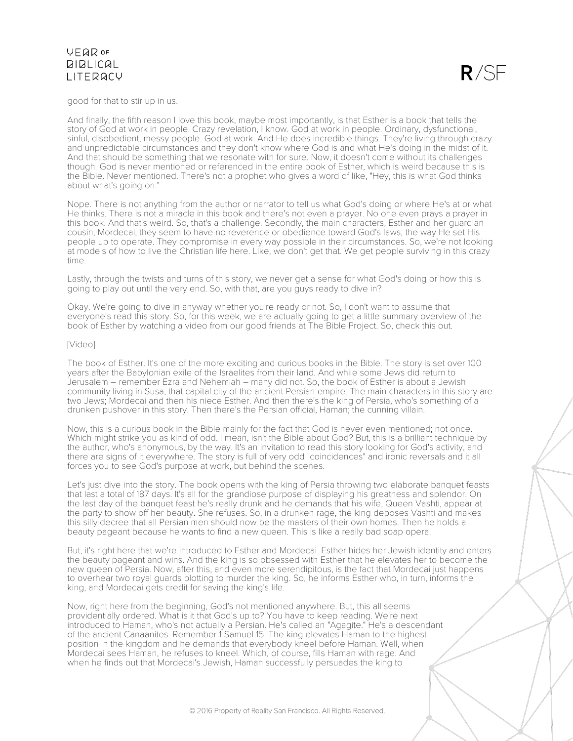good for that to stir up in us.

And finally, the fifth reason I love this book, maybe most importantly, is that Esther is a book that tells the story of God at work in people. Crazy revelation, I know. God at work in people. Ordinary, dysfunctional, sinful, disobedient, messy people. God at work. And He does incredible things. They're living through crazy and unpredictable circumstances and they don't know where God is and what He's doing in the midst of it. And that should be something that we resonate with for sure. Now, it doesn't come without its challenges though. God is never mentioned or referenced in the entire book of Esther, which is weird because this is the Bible. Never mentioned. There's not a prophet who gives a word of like, "Hey, this is what God thinks about what's going on."

Nope. There is not anything from the author or narrator to tell us what God's doing or where He's at or what He thinks. There is not a miracle in this book and there's not even a prayer. No one even prays a prayer in this book. And that's weird. So, that's a challenge. Secondly, the main characters, Esther and her guardian cousin, Mordecai, they seem to have no reverence or obedience toward God's laws; the way He set His people up to operate. They compromise in every way possible in their circumstances. So, we're not looking at models of how to live the Christian life here. Like, we don't get that. We get people surviving in this crazy time.

Lastly, through the twists and turns of this story, we never get a sense for what God's doing or how this is going to play out until the very end. So, with that, are you guys ready to dive in?

Okay. We're going to dive in anyway whether you're ready or not. So, I don't want to assume that everyone's read this story. So, for this week, we are actually going to get a little summary overview of the book of Esther by watching a video from our good friends at The Bible Project. So, check this out.

[Video]

The book of Esther. It's one of the more exciting and curious books in the Bible. The story is set over 100 years after the Babylonian exile of the Israelites from their land. And while some Jews did return to Jerusalem – remember Ezra and Nehemiah – many did not. So, the book of Esther is about a Jewish community living in Susa, that capital city of the ancient Persian empire. The main characters in this story are two Jews; Mordecai and then his niece Esther. And then there's the king of Persia, who's something of a drunken pushover in this story. Then there's the Persian official, Haman; the cunning villain.

Now, this is a curious book in the Bible mainly for the fact that God is never even mentioned; not once. Which might strike you as kind of odd. I mean, isn't the Bible about God? But, this is a brilliant technique by the author, who's anonymous, by the way. It's an invitation to read this story looking for God's activity, and there are signs of it everywhere. The story is full of very odd "coincidences" and ironic reversals and it all forces you to see God's purpose at work, but behind the scenes.

Let's just dive into the story. The book opens with the king of Persia throwing two elaborate banquet feasts that last a total of 187 days. It's all for the grandiose purpose of displaying his greatness and splendor. On the last day of the banquet feast he's really drunk and he demands that his wife, Queen Vashti, appear at the party to show off her beauty. She refuses. So, in a drunken rage, the king deposes Vashti and makes this silly decree that all Persian men should now be the masters of their own homes. Then he holds a beauty pageant because he wants to find a new queen. This is like a really bad soap opera.

But, it's right here that we're introduced to Esther and Mordecai. Esther hides her Jewish identity and enters the beauty pageant and wins. And the king is so obsessed with Esther that he elevates her to become the new queen of Persia. Now, after this, and even more serendipitous, is the fact that Mordecai just happens to overhear two royal guards plotting to murder the king. So, he informs Esther who, in turn, informs the king, and Mordecai gets credit for saving the king's life.

Now, right here from the beginning, God's not mentioned anywhere. But, this all seems providentially ordered. What is it that God's up to? You have to keep reading. We're next introduced to Haman, who's not actually a Persian. He's called an "Agagite." He's a descendant of the ancient Canaanites. Remember 1 Samuel 15. The king elevates Haman to the highest position in the kingdom and he demands that everybody kneel before Haman. Well, when Mordecai sees Haman, he refuses to kneel. Which, of course, fills Haman with rage. And when he finds out that Mordecai's Jewish, Haman successfully persuades the king to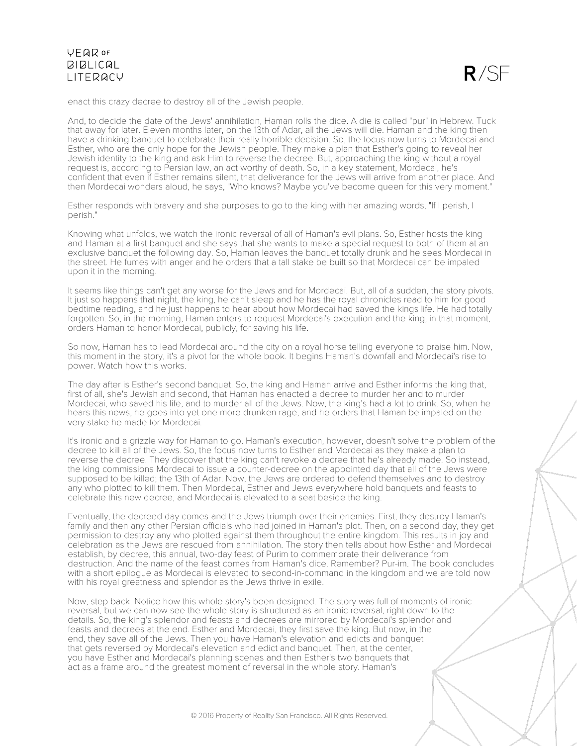enact this crazy decree to destroy all of the Jewish people.

And, to decide the date of the Jews' annihilation, Haman rolls the dice. A die is called "pur" in Hebrew. Tuck that away for later. Eleven months later, on the 13th of Adar, all the Jews will die. Haman and the king then have a drinking banquet to celebrate their really horrible decision. So, the focus now turns to Mordecai and Esther, who are the only hope for the Jewish people. They make a plan that Esther's going to reveal her Jewish identity to the king and ask Him to reverse the decree. But, approaching the king without a royal request is, according to Persian law, an act worthy of death. So, in a key statement, Mordecai, he's confident that even if Esther remains silent, that deliverance for the Jews will arrive from another place. And then Mordecai wonders aloud, he says, "Who knows? Maybe you've become queen for this very moment."

Esther responds with bravery and she purposes to go to the king with her amazing words, "If I perish, I perish."

Knowing what unfolds, we watch the ironic reversal of all of Haman's evil plans. So, Esther hosts the king and Haman at a first banquet and she says that she wants to make a special request to both of them at an exclusive banquet the following day. So, Haman leaves the banquet totally drunk and he sees Mordecai in the street. He fumes with anger and he orders that a tall stake be built so that Mordecai can be impaled upon it in the morning.

It seems like things can't get any worse for the Jews and for Mordecai. But, all of a sudden, the story pivots. It just so happens that night, the king, he can't sleep and he has the royal chronicles read to him for good bedtime reading, and he just happens to hear about how Mordecai had saved the kings life. He had totally forgotten. So, in the morning, Haman enters to request Mordecai's execution and the king, in that moment, orders Haman to honor Mordecai, publicly, for saving his life.

So now, Haman has to lead Mordecai around the city on a royal horse telling everyone to praise him. Now, this moment in the story, it's a pivot for the whole book. It begins Haman's downfall and Mordecai's rise to power. Watch how this works.

The day after is Esther's second banquet. So, the king and Haman arrive and Esther informs the king that, first of all, she's Jewish and second, that Haman has enacted a decree to murder her and to murder Mordecai, who saved his life, and to murder all of the Jews. Now, the king's had a lot to drink. So, when he hears this news, he goes into yet one more drunken rage, and he orders that Haman be impaled on the very stake he made for Mordecai.

It's ironic and a grizzle way for Haman to go. Haman's execution, however, doesn't solve the problem of the decree to kill all of the Jews. So, the focus now turns to Esther and Mordecai as they make a plan to reverse the decree. They discover that the king can't revoke a decree that he's already made. So instead, the king commissions Mordecai to issue a counter-decree on the appointed day that all of the Jews were supposed to be killed; the 13th of Adar. Now, the Jews are ordered to defend themselves and to destroy any who plotted to kill them. Then Mordecai, Esther and Jews everywhere hold banquets and feasts to celebrate this new decree, and Mordecai is elevated to a seat beside the king.

Eventually, the decreed day comes and the Jews triumph over their enemies. First, they destroy Haman's family and then any other Persian officials who had joined in Haman's plot. Then, on a second day, they get permission to destroy any who plotted against them throughout the entire kingdom. This results in joy and celebration as the Jews are rescued from annihilation. The story then tells about how Esther and Mordecai establish, by decree, this annual, two-day feast of Purim to commemorate their deliverance from destruction. And the name of the feast comes from Haman's dice. Remember? Pur-im. The book concludes with a short epilogue as Mordecai is elevated to second-in-command in the kingdom and we are told now with his royal greatness and splendor as the Jews thrive in exile.

Now, step back. Notice how this whole story's been designed. The story was full of moments of ironic reversal, but we can now see the whole story is structured as an ironic reversal, right down to the details. So, the king's splendor and feasts and decrees are mirrored by Mordecai's splendor and feasts and decrees at the end. Esther and Mordecai, they first save the king. But now, in the end, they save all of the Jews. Then you have Haman's elevation and edicts and banquet that gets reversed by Mordecai's elevation and edict and banquet. Then, at the center, you have Esther and Mordecai's planning scenes and then Esther's two banquets that act as a frame around the greatest moment of reversal in the whole story. Haman's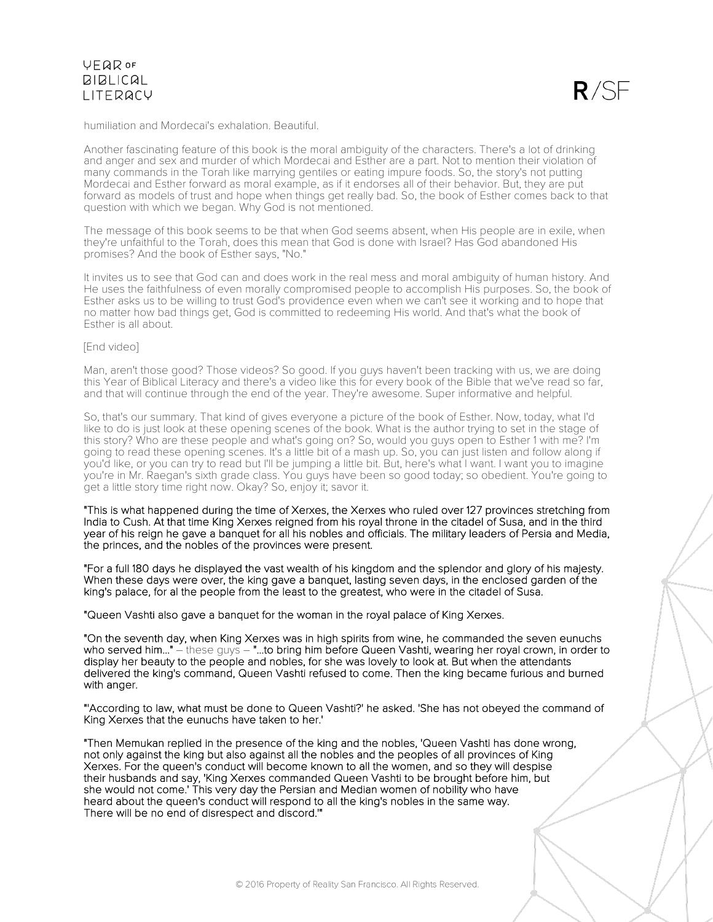humiliation and Mordecai's exhalation. Beautiful.

Another fascinating feature of this book is the moral ambiguity of the characters. There's a lot of drinking and anger and sex and murder of which Mordecai and Esther are a part. Not to mention their violation of many commands in the Torah like marrying gentiles or eating impure foods. So, the story's not putting Mordecai and Esther forward as moral example, as if it endorses all of their behavior. But, they are put forward as models of trust and hope when things get really bad. So, the book of Esther comes back to that question with which we began. Why God is not mentioned.

The message of this book seems to be that when God seems absent, when His people are in exile, when they're unfaithful to the Torah, does this mean that God is done with Israel? Has God abandoned His promises? And the book of Esther says, "No."

It invites us to see that God can and does work in the real mess and moral ambiguity of human history. And He uses the faithfulness of even morally compromised people to accomplish His purposes. So, the book of Esther asks us to be willing to trust God's providence even when we can't see it working and to hope that no matter how bad things get, God is committed to redeeming His world. And that's what the book of Esther is all about.

[End video]

Man, aren't those good? Those videos? So good. If you guys haven't been tracking with us, we are doing this Year of Biblical Literacy and there's a video like this for every book of the Bible that we've read so far, and that will continue through the end of the year. They're awesome. Super informative and helpful.

So, that's our summary. That kind of gives everyone a picture of the book of Esther. Now, today, what I'd like to do is just look at these opening scenes of the book. What is the author trying to set in the stage of this story? Who are these people and what's going on? So, would you guys open to Esther 1 with me? I'm going to read these opening scenes. It's a little bit of a mash up. So, you can just listen and follow along if you'd like, or you can try to read but I'll be jumping a little bit. But, here's what I want. I want you to imagine you're in Mr. Raegan's sixth grade class. You guys have been so good today; so obedient. You're going to get a little story time right now. Okay? So, enjoy it; savor it.

"This is what happened during the time of Xerxes, the Xerxes who ruled over 127 provinces stretching from India to Cush. At that time King Xerxes reigned from his royal throne in the citadel of Susa, and in the third year of his reign he gave a banquet for all his nobles and officials. The military leaders of Persia and Media, the princes, and the nobles of the provinces were present.

"For a full 180 days he displayed the vast wealth of his kingdom and the splendor and glory of his majesty. When these days were over, the king gave a banquet, lasting seven days, in the enclosed garden of the king's palace, for al the people from the least to the greatest, who were in the citadel of Susa.

"Queen Vashti also gave a banquet for the woman in the royal palace of King Xerxes.

"On the seventh day, when King Xerxes was in high spirits from wine, he commanded the seven eunuchs who served him..." – these guys – "...to bring him before Queen Vashti, wearing her royal crown, in order to display her beauty to the people and nobles, for she was lovely to look at. But when the attendants delivered the king's command, Queen Vashti refused to come. Then the king became furious and burned with anger.

"'According to law, what must be done to Queen Vashti?' he asked. 'She has not obeyed the command of King Xerxes that the eunuchs have taken to her.'

"Then Memukan replied in the presence of the king and the nobles, 'Queen Vashti has done wrong, not only against the king but also against all the nobles and the peoples of all provinces of King Xerxes. For the queen's conduct will become known to all the women, and so they will despise their husbands and say, 'King Xerxes commanded Queen Vashti to be brought before him, but she would not come.' This very day the Persian and Median women of nobility who have heard about the queen's conduct will respond to all the king's nobles in the same way. There will be no end of disrespect and discord.'"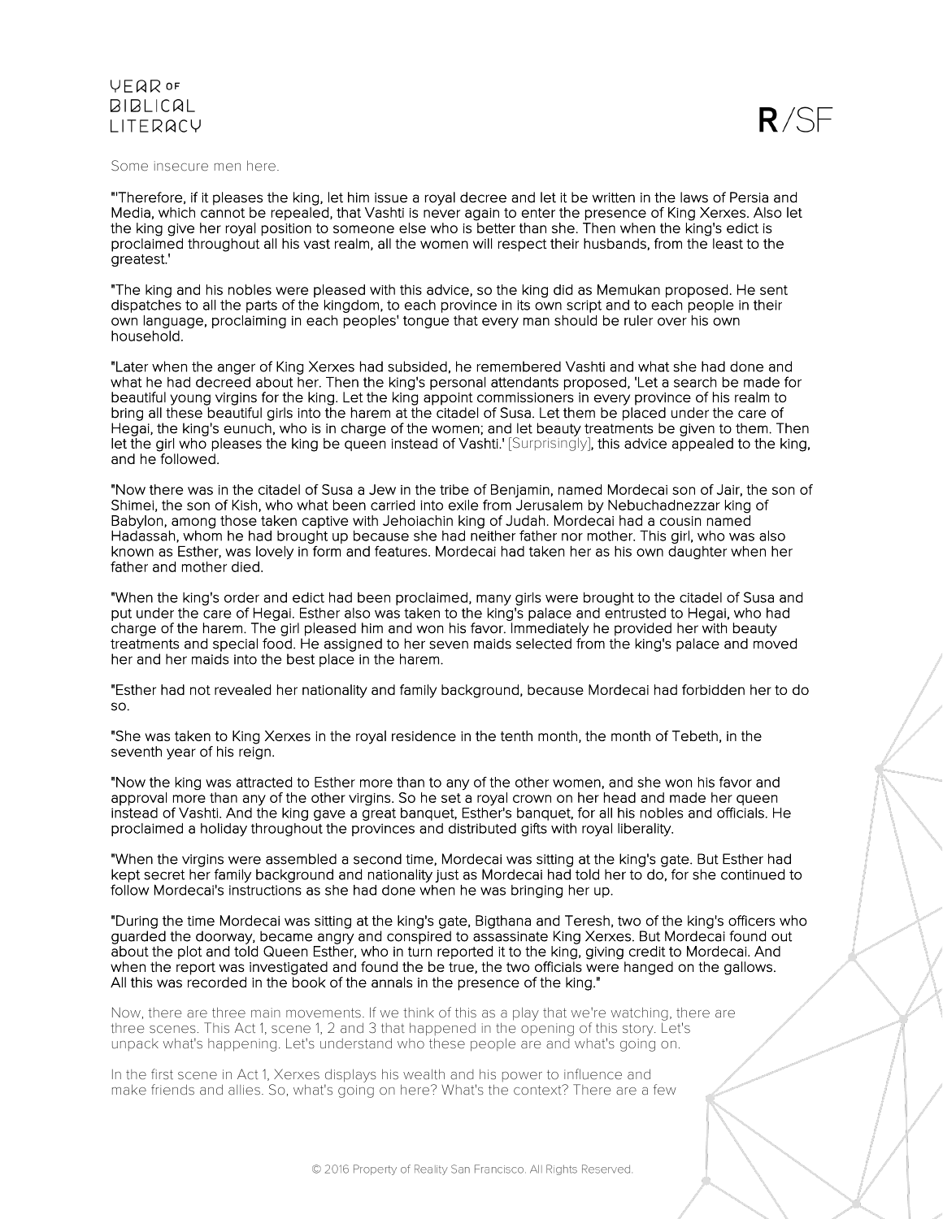Some insecure men here.

"'Therefore, if it pleases the king, let him issue a royal decree and let it be written in the laws of Persia and Media, which cannot be repealed, that Vashti is never again to enter the presence of King Xerxes. Also let the king give her royal position to someone else who is better than she. Then when the king's edict is proclaimed throughout all his vast realm, all the women will respect their husbands, from the least to the greatest.'

"The king and his nobles were pleased with this advice, so the king did as Memukan proposed. He sent dispatches to all the parts of the kingdom, to each province in its own script and to each people in their own language, proclaiming in each peoples' tongue that every man should be ruler over his own household.

"Later when the anger of King Xerxes had subsided, he remembered Vashti and what she had done and what he had decreed about her. Then the king's personal attendants proposed, 'Let a search be made for beautiful young virgins for the king. Let the king appoint commissioners in every province of his realm to bring all these beautiful girls into the harem at the citadel of Susa. Let them be placed under the care of Hegai, the king's eunuch, who is in charge of the women; and let beauty treatments be given to them. Then let the girl who pleases the king be queen instead of Vashti.' [Surprisingly], this advice appealed to the king, and he followed.

"Now there was in the citadel of Susa a Jew in the tribe of Benjamin, named Mordecai son of Jair, the son of Shimei, the son of Kish, who what been carried into exile from Jerusalem by Nebuchadnezzar king of Babylon, among those taken captive with Jehoiachin king of Judah. Mordecai had a cousin named Hadassah, whom he had brought up because she had neither father nor mother. This girl, who was also known as Esther, was lovely in form and features. Mordecai had taken her as his own daughter when her father and mother died.

"When the king's order and edict had been proclaimed, many girls were brought to the citadel of Susa and put under the care of Hegai. Esther also was taken to the king's palace and entrusted to Hegai, who had charge of the harem. The girl pleased him and won his favor. Immediately he provided her with beauty treatments and special food. He assigned to her seven maids selected from the king's palace and moved her and her maids into the best place in the harem.

"Esther had not revealed her nationality and family background, because Mordecai had forbidden her to do so.

"She was taken to King Xerxes in the royal residence in the tenth month, the month of Tebeth, in the seventh year of his reign.

"Now the king was attracted to Esther more than to any of the other women, and she won his favor and approval more than any of the other virgins. So he set a royal crown on her head and made her queen instead of Vashti. And the king gave a great banquet, Esther's banquet, for all his nobles and officials. He proclaimed a holiday throughout the provinces and distributed gifts with royal liberality.

"When the virgins were assembled a second time, Mordecai was sitting at the king's gate. But Esther had kept secret her family background and nationality just as Mordecai had told her to do, for she continued to follow Mordecai's instructions as she had done when he was bringing her up.

"During the time Mordecai was sitting at the king's gate, Bigthana and Teresh, two of the king's officers who guarded the doorway, became angry and conspired to assassinate King Xerxes. But Mordecai found out about the plot and told Queen Esther, who in turn reported it to the king, giving credit to Mordecai. And when the report was investigated and found the be true, the two officials were hanged on the gallows. All this was recorded in the book of the annals in the presence of the king."

Now, there are three main movements. If we think of this as a play that we're watching, there are three scenes. This Act 1, scene 1, 2 and 3 that happened in the opening of this story. Let's unpack what's happening. Let's understand who these people are and what's going on.

In the first scene in Act 1, Xerxes displays his wealth and his power to influence and make friends and allies. So, what's going on here? What's the context? There are a few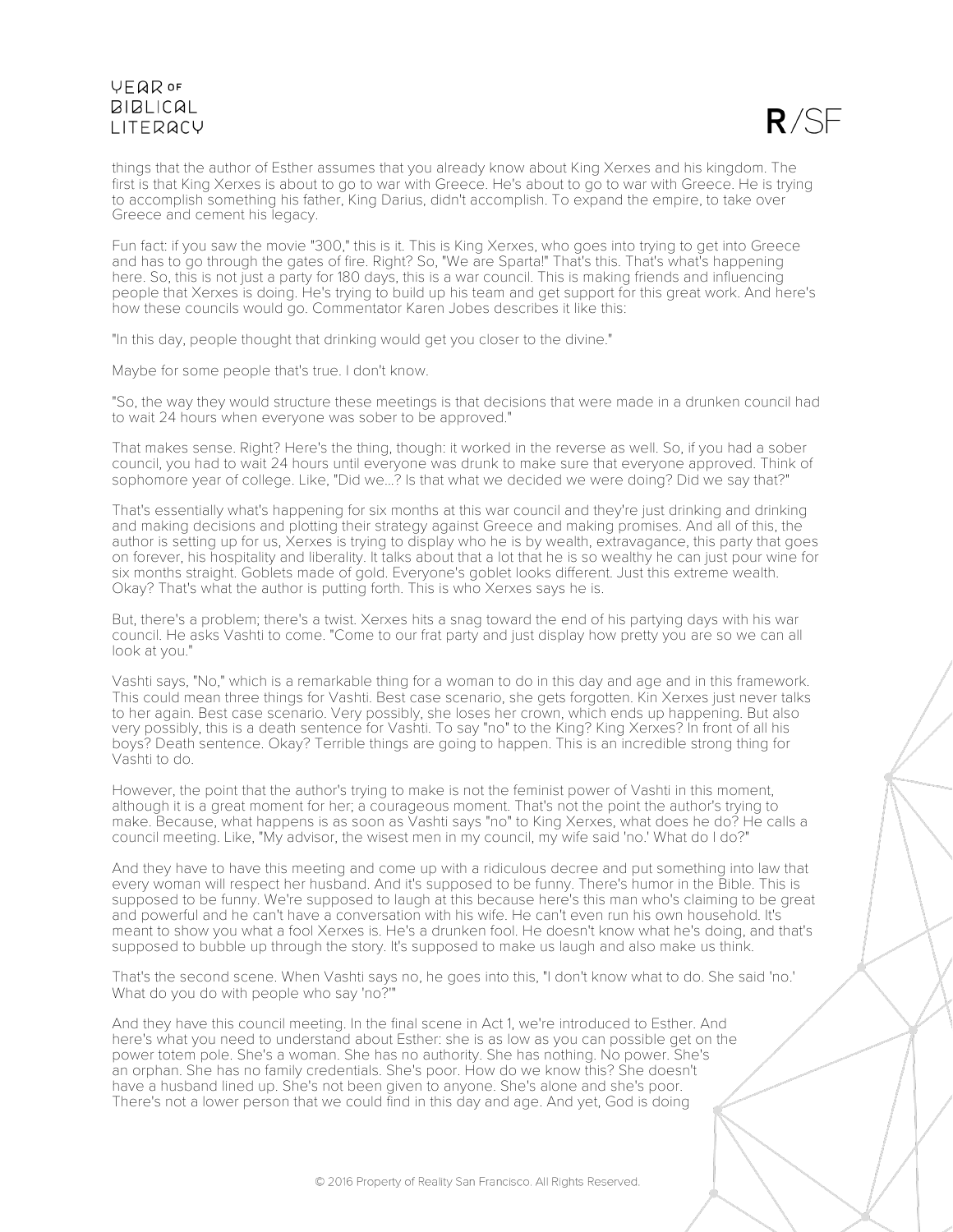things that the author of Esther assumes that you already know about King Xerxes and his kingdom. The first is that King Xerxes is about to go to war with Greece. He's about to go to war with Greece. He is trying to accomplish something his father, King Darius, didn't accomplish. To expand the empire, to take over Greece and cement his legacy.

Fun fact: if you saw the movie "300," this is it. This is King Xerxes, who goes into trying to get into Greece and has to go through the gates of fire. Right? So, "We are Sparta!" That's this. That's what's happening here. So, this is not just a party for 180 days, this is a war council. This is making friends and influencing people that Xerxes is doing. He's trying to build up his team and get support for this great work. And here's how these councils would go. Commentator Karen Jobes describes it like this:

"In this day, people thought that drinking would get you closer to the divine."

Maybe for some people that's true. I don't know.

"So, the way they would structure these meetings is that decisions that were made in a drunken council had to wait 24 hours when everyone was sober to be approved."

That makes sense. Right? Here's the thing, though: it worked in the reverse as well. So, if you had a sober council, you had to wait 24 hours until everyone was drunk to make sure that everyone approved. Think of sophomore year of college. Like, "Did we...? Is that what we decided we were doing? Did we say that?"

That's essentially what's happening for six months at this war council and they're just drinking and drinking and making decisions and plotting their strategy against Greece and making promises. And all of this, the author is setting up for us, Xerxes is trying to display who he is by wealth, extravagance, this party that goes on forever, his hospitality and liberality. It talks about that a lot that he is so wealthy he can just pour wine for six months straight. Goblets made of gold. Everyone's goblet looks different. Just this extreme wealth. Okay? That's what the author is putting forth. This is who Xerxes says he is.

But, there's a problem; there's a twist. Xerxes hits a snag toward the end of his partying days with his war council. He asks Vashti to come. "Come to our frat party and just display how pretty you are so we can all look at you."

Vashti says, "No," which is a remarkable thing for a woman to do in this day and age and in this framework. This could mean three things for Vashti. Best case scenario, she gets forgotten. Kin Xerxes just never talks to her again. Best case scenario. Very possibly, she loses her crown, which ends up happening. But also very possibly, this is a death sentence for Vashti. To say "no" to the King? King Xerxes? In front of all his boys? Death sentence. Okay? Terrible things are going to happen. This is an incredible strong thing for Vashti to do.

However, the point that the author's trying to make is not the feminist power of Vashti in this moment, although it is a great moment for her; a courageous moment. That's not the point the author's trying to make. Because, what happens is as soon as Vashti says "no" to King Xerxes, what does he do? He calls a council meeting. Like, "My advisor, the wisest men in my council, my wife said 'no.' What do I do?"

And they have to have this meeting and come up with a ridiculous decree and put something into law that every woman will respect her husband. And it's supposed to be funny. There's humor in the Bible. This is supposed to be funny. We're supposed to laugh at this because here's this man who's claiming to be great and powerful and he can't have a conversation with his wife. He can't even run his own household. It's meant to show you what a fool Xerxes is. He's a drunken fool. He doesn't know what he's doing, and that's supposed to bubble up through the story. It's supposed to make us laugh and also make us think.

That's the second scene. When Vashti says no, he goes into this, "I don't know what to do. She said 'no.' What do you do with people who say 'no?'"

And they have this council meeting. In the final scene in Act 1, we're introduced to Esther. And here's what you need to understand about Esther: she is as low as you can possible get on the power totem pole. She's a woman. She has no authority. She has nothing. No power. She's an orphan. She has no family credentials. She's poor. How do we know this? She doesn't have a husband lined up. She's not been given to anyone. She's alone and she's poor. There's not a lower person that we could find in this day and age. And yet, God is doing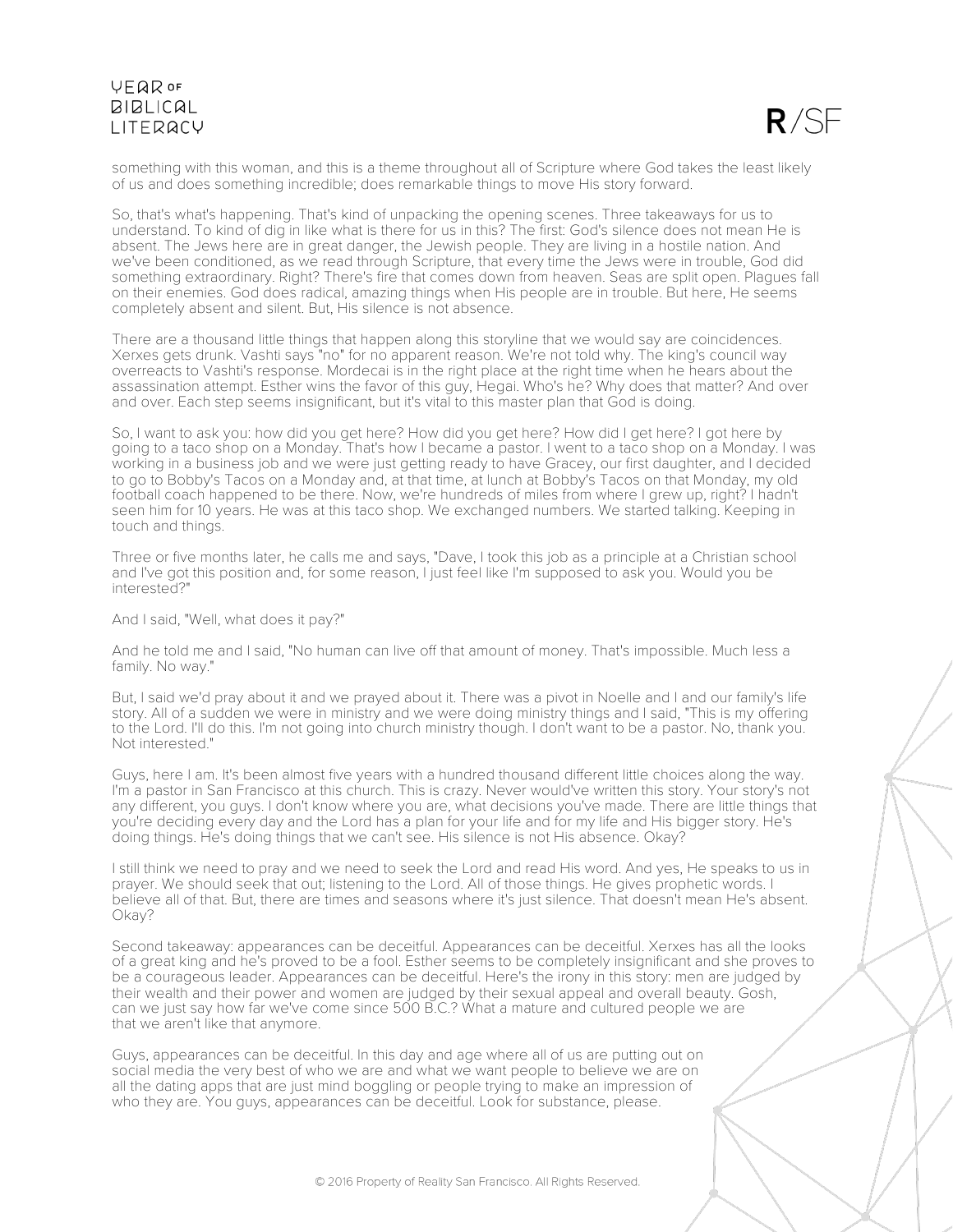something with this woman, and this is a theme throughout all of Scripture where God takes the least likely of us and does something incredible; does remarkable things to move His story forward.

So, that's what's happening. That's kind of unpacking the opening scenes. Three takeaways for us to understand. To kind of dig in like what is there for us in this? The first: God's silence does not mean He is absent. The Jews here are in great danger, the Jewish people. They are living in a hostile nation. And we've been conditioned, as we read through Scripture, that every time the Jews were in trouble, God did something extraordinary. Right? There's fire that comes down from heaven. Seas are split open. Plagues fall on their enemies. God does radical, amazing things when His people are in trouble. But here, He seems completely absent and silent. But, His silence is not absence.

There are a thousand little things that happen along this storyline that we would say are coincidences. Xerxes gets drunk. Vashti says "no" for no apparent reason. We're not told why. The king's council way overreacts to Vashti's response. Mordecai is in the right place at the right time when he hears about the assassination attempt. Esther wins the favor of this guy, Hegai. Who's he? Why does that matter? And over and over. Each step seems insignificant, but it's vital to this master plan that God is doing.

So, I want to ask you: how did you get here? How did you get here? How did I get here? I got here by going to a taco shop on a Monday. That's how I became a pastor. I went to a taco shop on a Monday. I was working in a business job and we were just getting ready to have Gracey, our first daughter, and I decided to go to Bobby's Tacos on a Monday and, at that time, at lunch at Bobby's Tacos on that Monday, my old football coach happened to be there. Now, we're hundreds of miles from where I grew up, right? I hadn't seen him for 10 years. He was at this taco shop. We exchanged numbers. We started talking. Keeping in touch and things.

Three or five months later, he calls me and says, "Dave, I took this job as a principle at a Christian school and I've got this position and, for some reason, I just feel like I'm supposed to ask you. Would you be interested?"

And I said, "Well, what does it pay?"

And he told me and I said, "No human can live off that amount of money. That's impossible. Much less a family. No way."

But, I said we'd pray about it and we prayed about it. There was a pivot in Noelle and I and our family's life story. All of a sudden we were in ministry and we were doing ministry things and I said, "This is my offering to the Lord. I'll do this. I'm not going into church ministry though. I don't want to be a pastor. No, thank you. Not interested."

Guys, here I am. It's been almost five years with a hundred thousand different little choices along the way. I'm a pastor in San Francisco at this church. This is crazy. Never would've written this story. Your story's not any different, you guys. I don't know where you are, what decisions you've made. There are little things that you're deciding every day and the Lord has a plan for your life and for my life and His bigger story. He's doing things. He's doing things that we can't see. His silence is not His absence. Okay?

I still think we need to pray and we need to seek the Lord and read His word. And yes, He speaks to us in prayer. We should seek that out; listening to the Lord. All of those things. He gives prophetic words. I believe all of that. But, there are times and seasons where it's just silence. That doesn't mean He's absent. Okay?

Second takeaway: appearances can be deceitful. Appearances can be deceitful. Xerxes has all the looks of a great king and he's proved to be a fool. Esther seems to be completely insignificant and she proves to be a courageous leader. Appearances can be deceitful. Here's the irony in this story: men are judged by their wealth and their power and women are judged by their sexual appeal and overall beauty. Gosh, can we just say how far we've come since 500 B.C.? What a mature and cultured people we are that we aren't like that anymore.

Guys, appearances can be deceitful. In this day and age where all of us are putting out on social media the very best of who we are and what we want people to believe we are on all the dating apps that are just mind boggling or people trying to make an impression of who they are. You guys, appearances can be deceitful. Look for substance, please.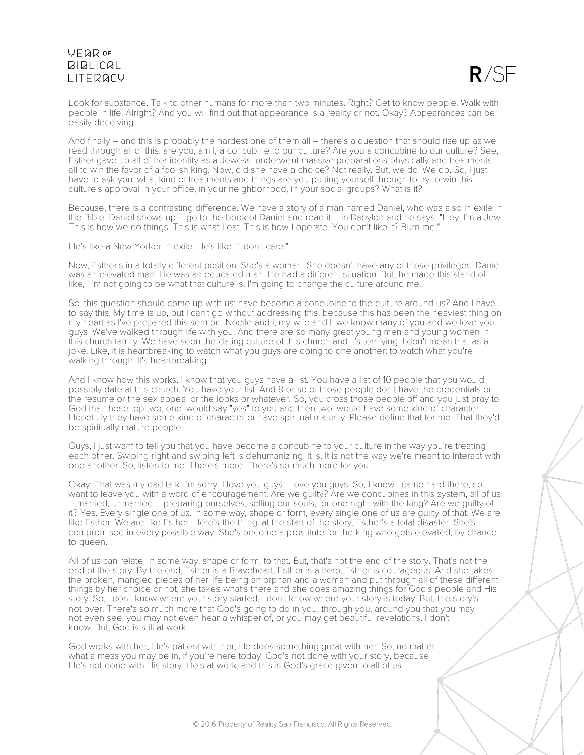Look for substance. Talk to other humans for more than two minutes. Right? Get to know people. Walk with people in life. Alright? And you will find out that appearance is a reality or not. Okay? Appearances can be easily deceiving.

And finally – and this is probably the hardest one of them all – there's a question that should rise up as we read through all of this: are you, am I, a concubine to our culture? Are you a concubine to our culture? See, Esther gave up all of her identity as a Jewess, underwent massive preparations physically and treatments, all to win the favor of a foolish king. Now, did she have a choice? Not really. But, we do. We do. So, I just have to ask you: what kind of treatments and things are you putting yourself through to try to win this culture's approval in your office, in your neighborhood, in your social groups? What is it?

Because, there is a contrasting difference. We have a story of a man named Daniel, who was also in exile in the Bible. Daniel shows up – go to the book of Daniel and read it – in Babylon and he says, "Hey. I'm a Jew. This is how we do things. This is what I eat. This is how I operate. You don't like it? Burn me."

He's like a New Yorker in exile. He's like, "I don't care."

Now, Esther's in a totally different position. She's a woman. She doesn't have any of those privileges. Daniel was an elevated man. He was an educated man. He had a different situation. But, he made this stand of like, "I'm not going to be what that culture is. I'm going to change the culture around me."

So, this question should come up with us: have become a concubine to the culture around us? And I have to say this. My time is up, but I can't go without addressing this, because this has been the heaviest thing on my heart as I've prepared this sermon. Noelle and I, my wife and I, we know many of you and we love you guys. We've walked through life with you. And there are so many great young men and young women in this church family. We have seen the dating culture of this church and it's terrifying. I don't mean that as a joke. Like, it is heartbreaking to watch what you guys are doing to one another; to watch what you're walking through. It's heartbreaking.

And I know how this works. I know that you guys have a list. You have a list of 10 people that you would possibly date at this church. You have your list. And 8 or so of those people don't have the credentials or the resume or the sex appeal or the looks or whatever. So, you cross those people off and you just pray to God that those top two, one: would say "yes" to you and then two: would have some kind of character. Hopefully they have some kind of character or have spiritual maturity. Please define that for me. That they'd be spiritually mature people.

Guys, I just want to tell you that you have become a concubine to your culture in the way you're treating each other. Swiping right and swiping left is dehumanizing. It is. It is not the way we're meant to interact with one another. So, listen to me. There's more. There's so much more for you.

Okay. That was my dad talk. I'm sorry. I love you guys. I love you guys. So, I know I came hard there, so I want to leave you with a word of encouragement. Are we guilty? Are we concubines in this system, all of us – married, unmarried – preparing ourselves, selling our souls, for one night with the king? Are we guilty of it? Yes. Every single one of us. In some way, shape or form, every single one of us are guilty of that. We are like Esther. We are like Esther. Here's the thing: at the start of the story, Esther's a total disaster. She's compromised in every possible way. She's become a prostitute for the king who gets elevated, by chance, to queen.

All of us can relate, in some way, shape or form, to that. But, that's not the end of the story. That's not the end of the story. By the end, Esther is a Braveheart; Esther is a hero; Esther is courageous. And she takes the broken, mangled pieces of her life being an orphan and a woman and put through all of these different things by her choice or not, she takes what's there and she does amazing things for God's people and His story. So, I don't know where your story started, I don't know where your story is today. But, the story's not over. There's so much more that God's going to do in you, through you, around you that you may not even see, you may not even hear a whisper of, or you may get beautiful revelations. I don't know. But, God is still at work.

God works with her, He's patient with her, He does something great with her. So, no matter what a mess you may be in, if you're here today, God's not done with your story, because He's not done with His story. He's at work, and this is God's grace given to all of us.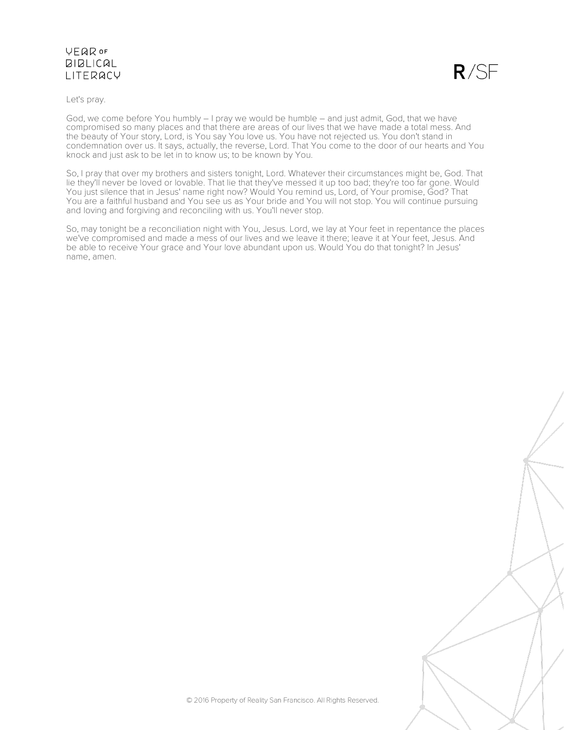Let's pray.

God, we come before You humbly – I pray we would be humble – and just admit, God, that we have compromised so many places and that there are areas of our lives that we have made a total mess. And the beauty of Your story, Lord, is You say You love us. You have not rejected us. You don't stand in condemnation over us. It says, actually, the reverse, Lord. That You come to the door of our hearts and You knock and just ask to be let in to know us; to be known by You.

So, I pray that over my brothers and sisters tonight, Lord. Whatever their circumstances might be, God. That lie they'll never be loved or lovable. That lie that they've messed it up too bad; they're too far gone. Would You just silence that in Jesus' name right now? Would You remind us, Lord, of Your promise, God? That You are a faithful husband and You see us as Your bride and You will not stop. You will continue pursuing and loving and forgiving and reconciling with us. You'll never stop.

So, may tonight be a reconciliation night with You, Jesus. Lord, we lay at Your feet in repentance the places we've compromised and made a mess of our lives and we leave it there; leave it at Your feet, Jesus. And be able to receive Your grace and Your love abundant upon us. Would You do that tonight? In Jesus' name, amen.